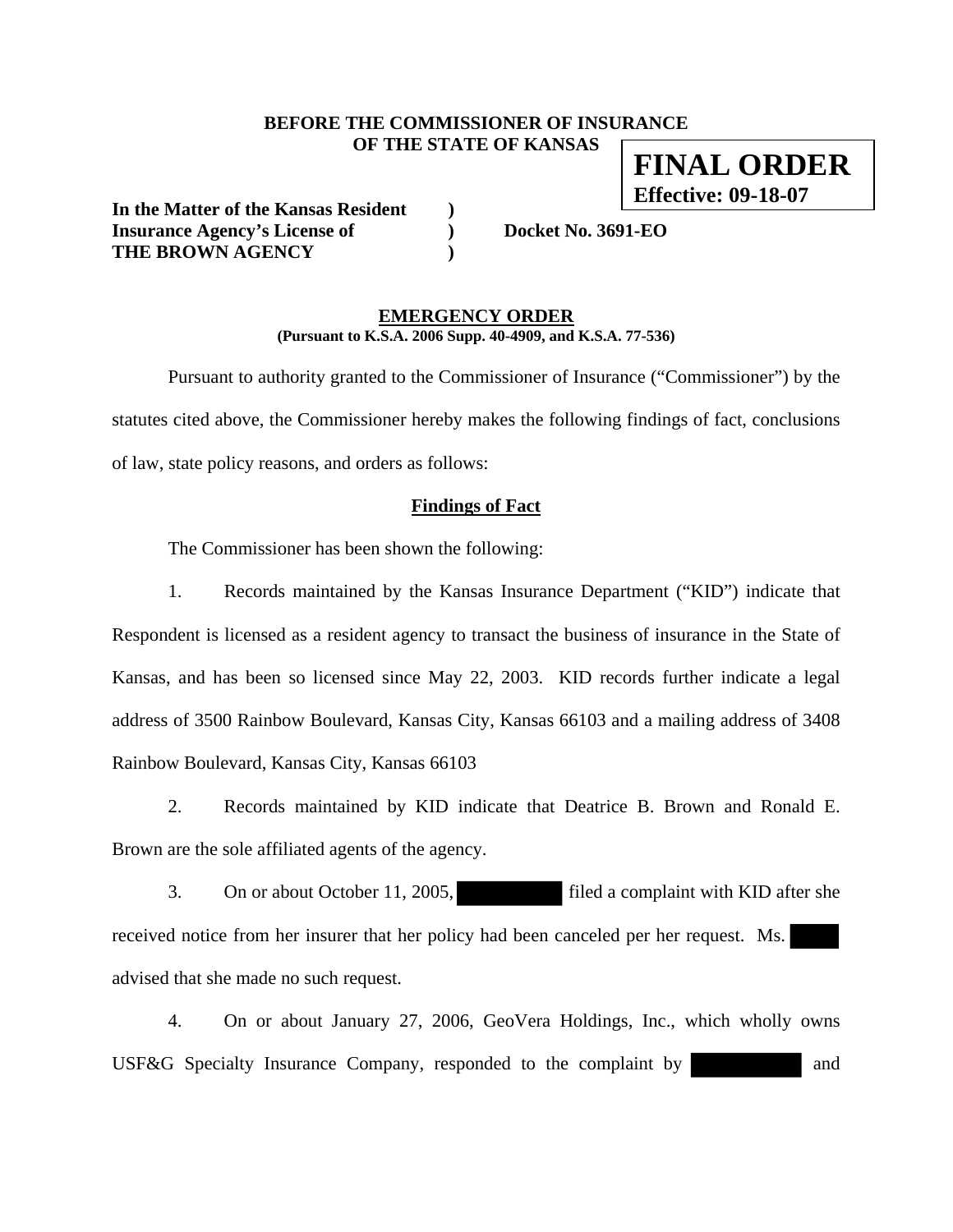**BEFORE THE COMMISSIONER OF INSURANCE**
**OF THE STATE OF KANSAS**

**FINAL ORDER**
**Effective: 09-18-07**

**In the Matter of the Kansas Resident )**
**Insurance Agency's License of ) Docket No. 3691-EO**
**THE BROWN AGENCY )**

**EMERGENCY ORDER**
**(Pursuant to K.S.A. 2006 Supp. 40-4909, and K.S.A. 77-536)**

Pursuant to authority granted to the Commissioner of Insurance ("Commissioner") by the statutes cited above, the Commissioner hereby makes the following findings of fact, conclusions of law, state policy reasons, and orders as follows:

**Findings of Fact**

The Commissioner has been shown the following:

1. Records maintained by the Kansas Insurance Department ("KID") indicate that Respondent is licensed as a resident agency to transact the business of insurance in the State of Kansas, and has been so licensed since May 22, 2003. KID records further indicate a legal address of 3500 Rainbow Boulevard, Kansas City, Kansas 66103 and a mailing address of 3408 Rainbow Boulevard, Kansas City, Kansas 66103

2. Records maintained by KID indicate that Deatrice B. Brown and Ronald E. Brown are the sole affiliated agents of the agency.

3. On or about October 11, 2005, [REDACTED] filed a complaint with KID after she received notice from her insurer that her policy had been canceled per her request. Ms. [REDACTED] advised that she made no such request.

4. On or about January 27, 2006, GeoVera Holdings, Inc., which wholly owns USF&G Specialty Insurance Company, responded to the complaint by [REDACTED] and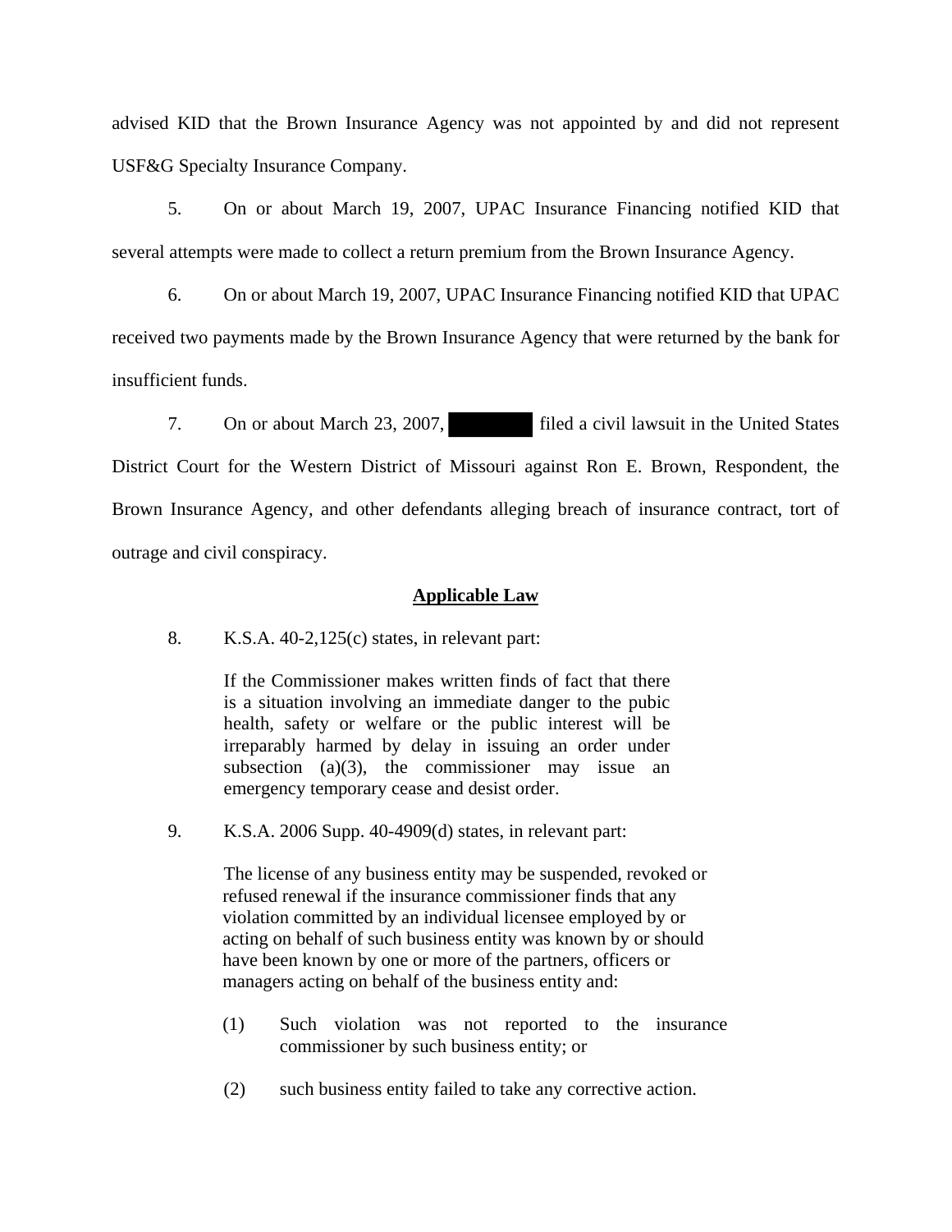advised KID that the Brown Insurance Agency was not appointed by and did not represent USF&G Specialty Insurance Company.

5. On or about March 19, 2007, UPAC Insurance Financing notified KID that several attempts were made to collect a return premium from the Brown Insurance Agency.

6. On or about March 19, 2007, UPAC Insurance Financing notified KID that UPAC received two payments made by the Brown Insurance Agency that were returned by the bank for insufficient funds.

7. On or about March 23, 2007, [REDACTED] filed a civil lawsuit in the United States District Court for the Western District of Missouri against Ron E. Brown, Respondent, the Brown Insurance Agency, and other defendants alleging breach of insurance contract, tort of outrage and civil conspiracy.

## Applicable Law

8. K.S.A. 40-2,125(c) states, in relevant part:

> If the Commissioner makes written finds of fact that there is a situation involving an immediate danger to the pubic health, safety or welfare or the public interest will be irreparably harmed by delay in issuing an order under subsection (a)(3), the commissioner may issue an emergency temporary cease and desist order.

9. K.S.A. 2006 Supp. 40-4909(d) states, in relevant part:

> The license of any business entity may be suspended, revoked or refused renewal if the insurance commissioner finds that any violation committed by an individual licensee employed by or acting on behalf of such business entity was known by or should have been known by one or more of the partners, officers or managers acting on behalf of the business entity and:
>
> (1) Such violation was not reported to the insurance commissioner by such business entity; or
>
> (2) such business entity failed to take any corrective action.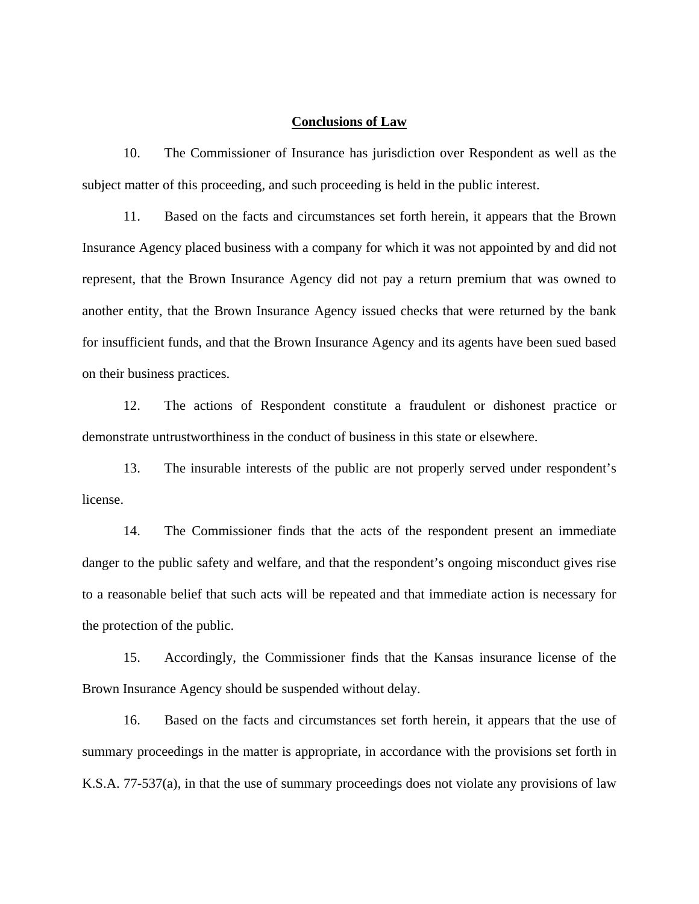## Conclusions of Law

10. The Commissioner of Insurance has jurisdiction over Respondent as well as the subject matter of this proceeding, and such proceeding is held in the public interest.

11. Based on the facts and circumstances set forth herein, it appears that the Brown Insurance Agency placed business with a company for which it was not appointed by and did not represent, that the Brown Insurance Agency did not pay a return premium that was owned to another entity, that the Brown Insurance Agency issued checks that were returned by the bank for insufficient funds, and that the Brown Insurance Agency and its agents have been sued based on their business practices.

12. The actions of Respondent constitute a fraudulent or dishonest practice or demonstrate untrustworthiness in the conduct of business in this state or elsewhere.

13. The insurable interests of the public are not properly served under respondent's license.

14. The Commissioner finds that the acts of the respondent present an immediate danger to the public safety and welfare, and that the respondent's ongoing misconduct gives rise to a reasonable belief that such acts will be repeated and that immediate action is necessary for the protection of the public.

15. Accordingly, the Commissioner finds that the Kansas insurance license of the Brown Insurance Agency should be suspended without delay.

16. Based on the facts and circumstances set forth herein, it appears that the use of summary proceedings in the matter is appropriate, in accordance with the provisions set forth in K.S.A. 77-537(a), in that the use of summary proceedings does not violate any provisions of law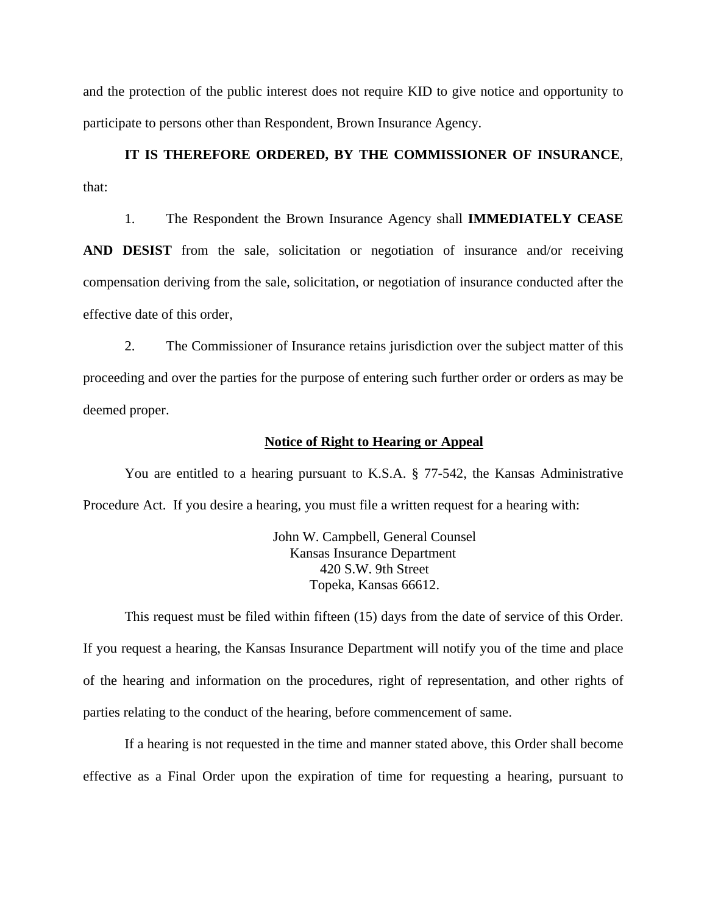and the protection of the public interest does not require KID to give notice and opportunity to participate to persons other than Respondent, Brown Insurance Agency.

**IT IS THEREFORE ORDERED, BY THE COMMISSIONER OF INSURANCE**, that:

1. The Respondent the Brown Insurance Agency shall **IMMEDIATELY CEASE AND DESIST** from the sale, solicitation or negotiation of insurance and/or receiving compensation deriving from the sale, solicitation, or negotiation of insurance conducted after the effective date of this order,

2. The Commissioner of Insurance retains jurisdiction over the subject matter of this proceeding and over the parties for the purpose of entering such further order or orders as may be deemed proper.

**Notice of Right to Hearing or Appeal**

You are entitled to a hearing pursuant to K.S.A. § 77-542, the Kansas Administrative Procedure Act. If you desire a hearing, you must file a written request for a hearing with:

John W. Campbell, General Counsel
Kansas Insurance Department
420 S.W. 9th Street
Topeka, Kansas 66612.

This request must be filed within fifteen (15) days from the date of service of this Order. If you request a hearing, the Kansas Insurance Department will notify you of the time and place of the hearing and information on the procedures, right of representation, and other rights of parties relating to the conduct of the hearing, before commencement of same.

If a hearing is not requested in the time and manner stated above, this Order shall become effective as a Final Order upon the expiration of time for requesting a hearing, pursuant to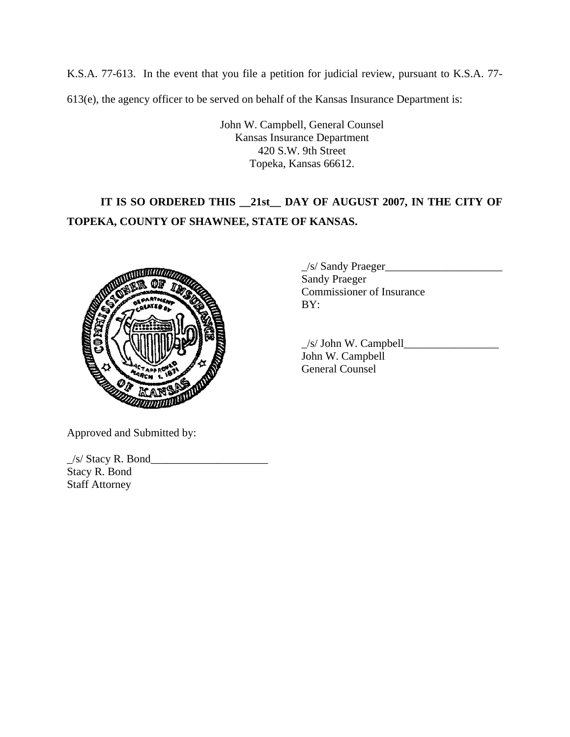K.S.A. 77-613. In the event that you file a petition for judicial review, pursuant to K.S.A. 77-613(e), the agency officer to be served on behalf of the Kansas Insurance Department is:

John W. Campbell, General Counsel
Kansas Insurance Department
420 S.W. 9th Street
Topeka, Kansas 66612.

**IT IS SO ORDERED THIS __21st__ DAY OF AUGUST 2007, IN THE CITY OF TOPEKA, COUNTY OF SHAWNEE, STATE OF KANSAS.**

_/s/ Sandy Praeger_____________________
Sandy Praeger
Commissioner of Insurance
BY:

_/s/ John W. Campbell_________________
John W. Campbell
General Counsel

Approved and Submitted by:

_/s/ Stacy R. Bond_____________________
Stacy R. Bond
Staff Attorney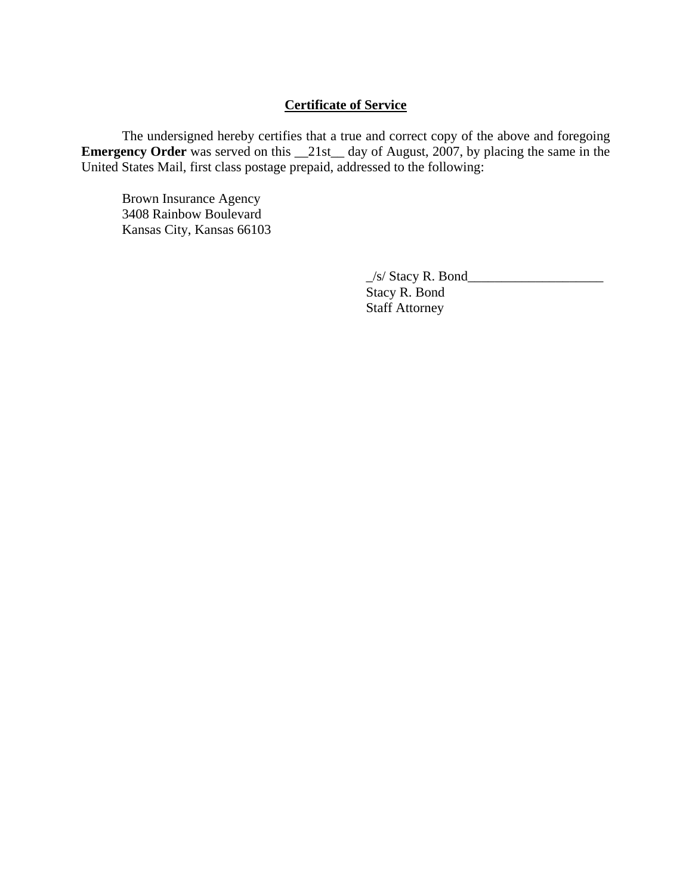## Certificate of Service

The undersigned hereby certifies that a true and correct copy of the above and foregoing **Emergency Order** was served on this __21st__ day of August, 2007, by placing the same in the United States Mail, first class postage prepaid, addressed to the following:

Brown Insurance Agency
3408 Rainbow Boulevard
Kansas City, Kansas 66103

_/s/ Stacy R. Bond____________________
Stacy R. Bond
Staff Attorney